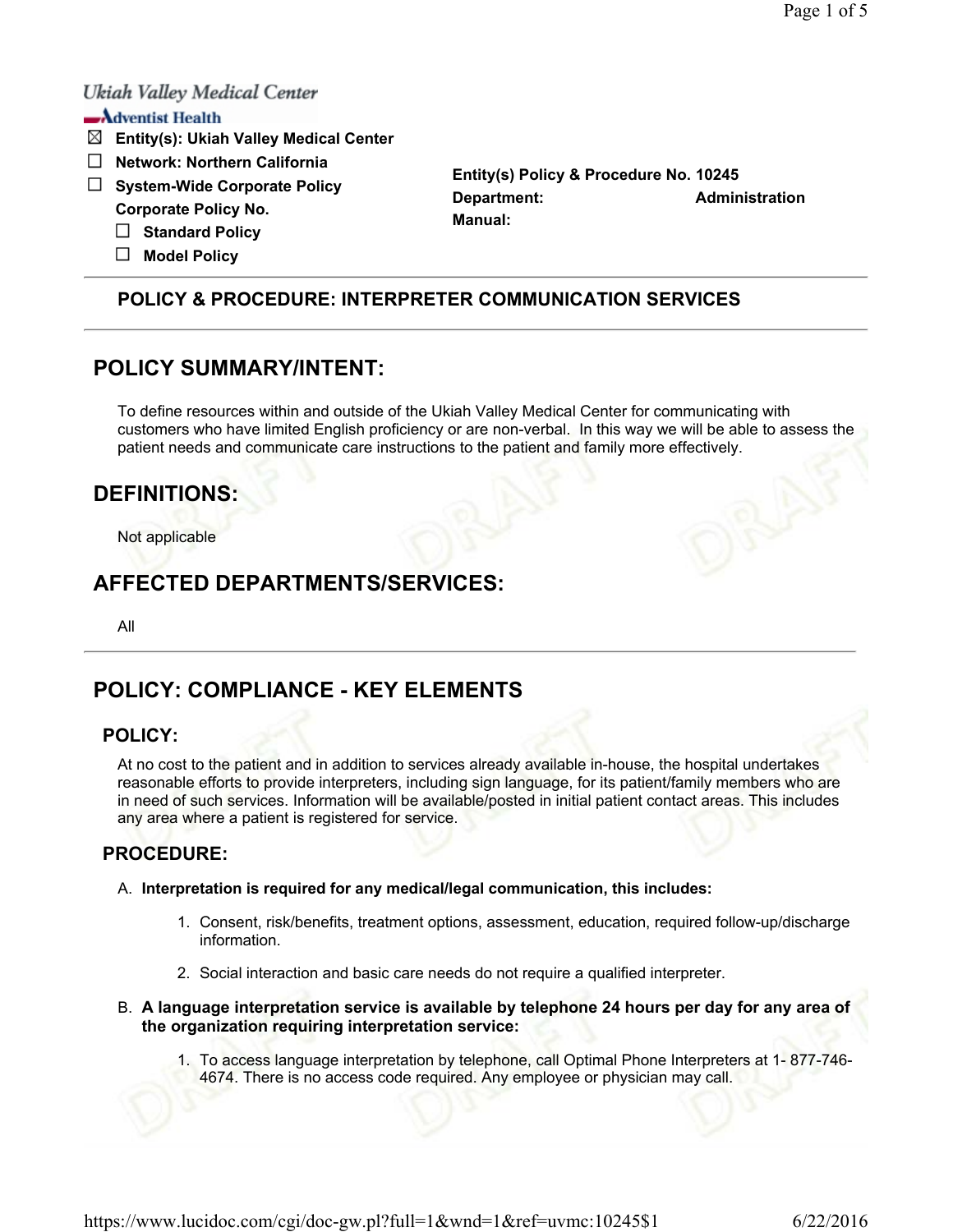Ukiah Valley Medical Center
Adventist Health

- ☒ **Entity(s): Ukiah Valley Medical Center**
- ☐ **Network: Northern California**
- ☐ **System-Wide Corporate Policy**
  **Corporate Policy No.**
  - ☐ **Standard Policy**
  - ☐ **Model Policy**

**Entity(s) Policy & Procedure No. 10245**
**Department:** **Administration**
**Manual:**

---

### POLICY & PROCEDURE: INTERPRETER COMMUNICATION SERVICES

---

## POLICY SUMMARY/INTENT:

To define resources within and outside of the Ukiah Valley Medical Center for communicating with customers who have limited English proficiency or are non-verbal. In this way we will be able to assess the patient needs and communicate care instructions to the patient and family more effectively.

## DEFINITIONS:

Not applicable

## AFFECTED DEPARTMENTS/SERVICES:

All

---

## POLICY: COMPLIANCE - KEY ELEMENTS

### POLICY:

At no cost to the patient and in addition to services already available in-house, the hospital undertakes reasonable efforts to provide interpreters, including sign language, for its patient/family members who are in need of such services. Information will be available/posted in initial patient contact areas. This includes any area where a patient is registered for service.

### PROCEDURE:

A. **Interpretation is required for any medical/legal communication, this includes:**

   1. Consent, risk/benefits, treatment options, assessment, education, required follow-up/discharge information.

   2. Social interaction and basic care needs do not require a qualified interpreter.

B. **A language interpretation service is available by telephone 24 hours per day for any area of the organization requiring interpretation service:**

   1. To access language interpretation by telephone, call Optimal Phone Interpreters at 1- 877-746-4674. There is no access code required. Any employee or physician may call.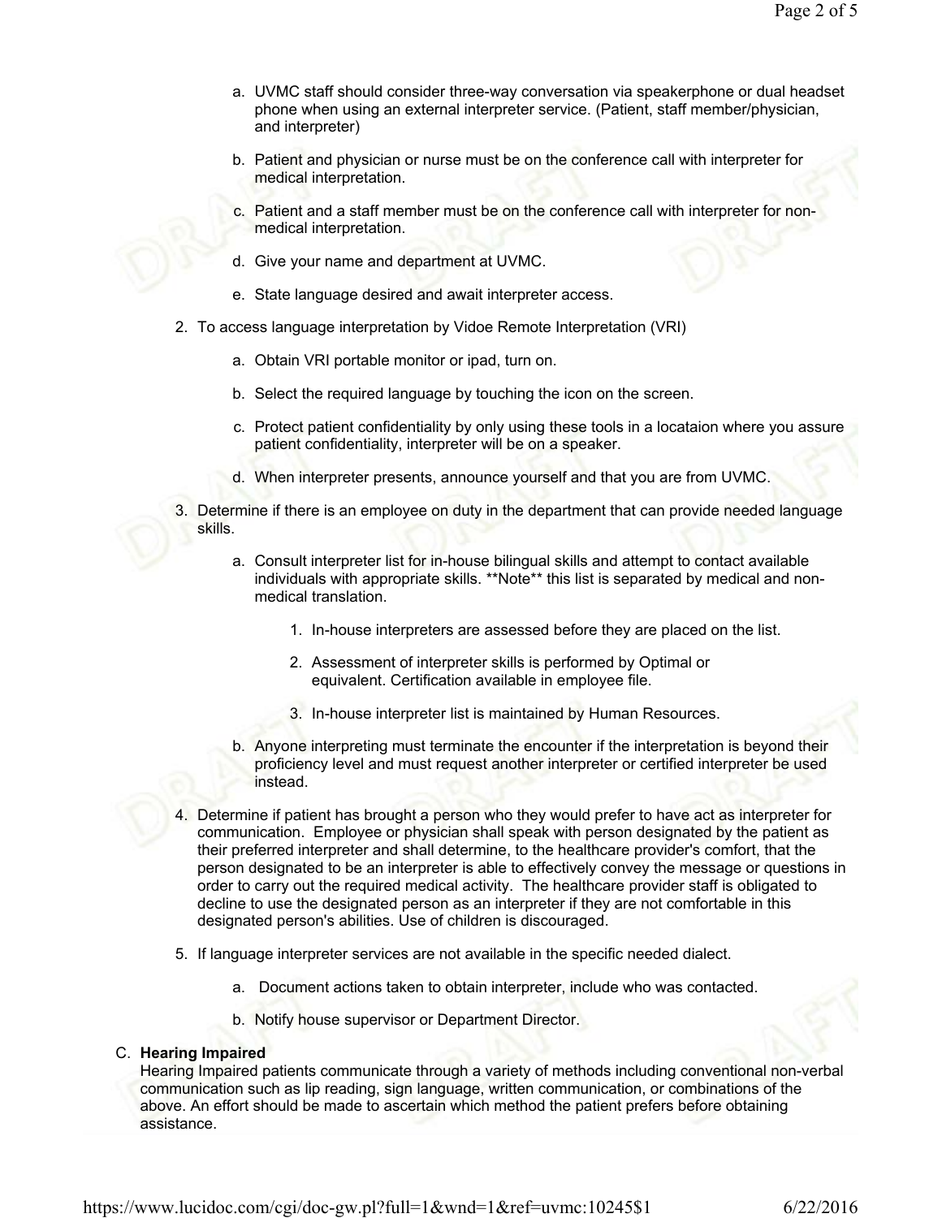a. UVMC staff should consider three-way conversation via speakerphone or dual headset phone when using an external interpreter service. (Patient, staff member/physician, and interpreter)

   b. Patient and physician or nurse must be on the conference call with interpreter for medical interpretation.

   c. Patient and a staff member must be on the conference call with interpreter for non-medical interpretation.

   d. Give your name and department at UVMC.

   e. State language desired and await interpreter access.

2. To access language interpretation by Vidoe Remote Interpretation (VRI)

   a. Obtain VRI portable monitor or ipad, turn on.

   b. Select the required language by touching the icon on the screen.

   c. Protect patient confidentiality by only using these tools in a locataion where you assure patient confidentiality, interpreter will be on a speaker.

   d. When interpreter presents, announce yourself and that you are from UVMC.

3. Determine if there is an employee on duty in the department that can provide needed language skills.

   a. Consult interpreter list for in-house bilingual skills and attempt to contact available individuals with appropriate skills. **Note** this list is separated by medical and non-medical translation.

      1. In-house interpreters are assessed before they are placed on the list.

      2. Assessment of interpreter skills is performed by Optimal or equivalent. Certification available in employee file.

      3. In-house interpreter list is maintained by Human Resources.

   b. Anyone interpreting must terminate the encounter if the interpretation is beyond their proficiency level and must request another interpreter or certified interpreter be used instead.

4. Determine if patient has brought a person who they would prefer to have act as interpreter for communication. Employee or physician shall speak with person designated by the patient as their preferred interpreter and shall determine, to the healthcare provider's comfort, that the person designated to be an interpreter is able to effectively convey the message or questions in order to carry out the required medical activity. The healthcare provider staff is obligated to decline to use the designated person as an interpreter if they are not comfortable in this designated person's abilities. Use of children is discouraged.

5. If language interpreter services are not available in the specific needed dialect.

   a. Document actions taken to obtain interpreter, include who was contacted.

   b. Notify house supervisor or Department Director.

C. **Hearing Impaired**
Hearing Impaired patients communicate through a variety of methods including conventional non-verbal communication such as lip reading, sign language, written communication, or combinations of the above. An effort should be made to ascertain which method the patient prefers before obtaining assistance.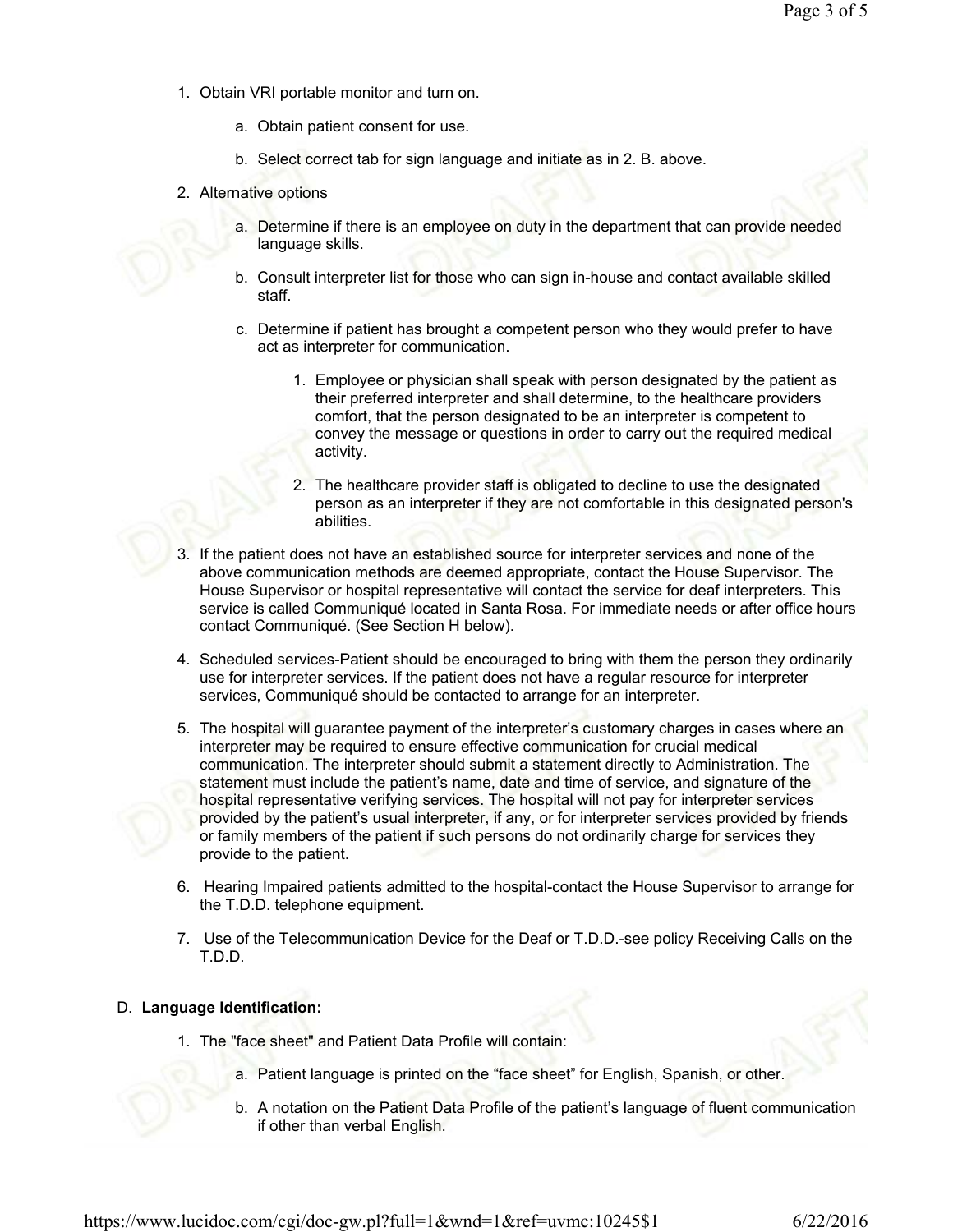1. Obtain VRI portable monitor and turn on.

    a. Obtain patient consent for use.

    b. Select correct tab for sign language and initiate as in 2. B. above.

2. Alternative options

    a. Determine if there is an employee on duty in the department that can provide needed language skills.

    b. Consult interpreter list for those who can sign in-house and contact available skilled staff.

    c. Determine if patient has brought a competent person who they would prefer to have act as interpreter for communication.

        1. Employee or physician shall speak with person designated by the patient as their preferred interpreter and shall determine, to the healthcare providers comfort, that the person designated to be an interpreter is competent to convey the message or questions in order to carry out the required medical activity.

        2. The healthcare provider staff is obligated to decline to use the designated person as an interpreter if they are not comfortable in this designated person's abilities.

3. If the patient does not have an established source for interpreter services and none of the above communication methods are deemed appropriate, contact the House Supervisor. The House Supervisor or hospital representative will contact the service for deaf interpreters. This service is called Communiqué located in Santa Rosa. For immediate needs or after office hours contact Communiqué. (See Section H below).

4. Scheduled services-Patient should be encouraged to bring with them the person they ordinarily use for interpreter services. If the patient does not have a regular resource for interpreter services, Communiqué should be contacted to arrange for an interpreter.

5. The hospital will guarantee payment of the interpreter's customary charges in cases where an interpreter may be required to ensure effective communication for crucial medical communication. The interpreter should submit a statement directly to Administration. The statement must include the patient's name, date and time of service, and signature of the hospital representative verifying services. The hospital will not pay for interpreter services provided by the patient's usual interpreter, if any, or for interpreter services provided by friends or family members of the patient if such persons do not ordinarily charge for services they provide to the patient.

6. Hearing Impaired patients admitted to the hospital-contact the House Supervisor to arrange for the T.D.D. telephone equipment.

7. Use of the Telecommunication Device for the Deaf or T.D.D.-see policy Receiving Calls on the T.D.D.

D. **Language Identification:**

1. The "face sheet" and Patient Data Profile will contain:

    a. Patient language is printed on the "face sheet" for English, Spanish, or other.

    b. A notation on the Patient Data Profile of the patient's language of fluent communication if other than verbal English.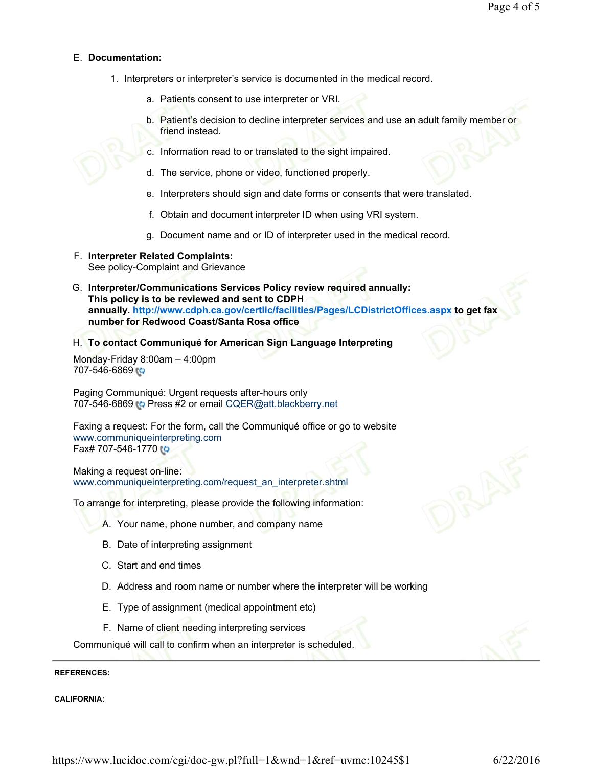E. **Documentation:**

1. Interpreters or interpreter's service is documented in the medical record.

    a. Patients consent to use interpreter or VRI.

    b. Patient's decision to decline interpreter services and use an adult family member or friend instead.

    c. Information read to or translated to the sight impaired.

    d. The service, phone or video, functioned properly.

    e. Interpreters should sign and date forms or consents that were translated.

    f. Obtain and document interpreter ID when using VRI system.

    g. Document name and or ID of interpreter used in the medical record.

F. **Interpreter Related Complaints:**
See policy-Complaint and Grievance

G. **Interpreter/Communications Services Policy review required annually: This policy is to be reviewed and sent to CDPH annually. http://www.cdph.ca.gov/certlic/facilities/Pages/LCDistrictOffices.aspx to get fax number for Redwood Coast/Santa Rosa office**

H. **To contact Communiqué for American Sign Language Interpreting**

Monday-Friday 8:00am – 4:00pm
707-546-6869

Paging Communiqué: Urgent requests after-hours only
707-546-6869 Press #2 or email CQER@att.blackberry.net

Faxing a request: For the form, call the Communiqué office or go to website
www.communiqueinterpreting.com
Fax# 707-546-1770

Making a request on-line:
www.communiqueinterpreting.com/request_an_interpreter.shtml

To arrange for interpreting, please provide the following information:

A. Your name, phone number, and company name

B. Date of interpreting assignment

C. Start and end times

D. Address and room name or number where the interpreter will be working

E. Type of assignment (medical appointment etc)

F. Name of client needing interpreting services

Communiqué will call to confirm when an interpreter is scheduled.

---

**REFERENCES:**

**CALIFORNIA:**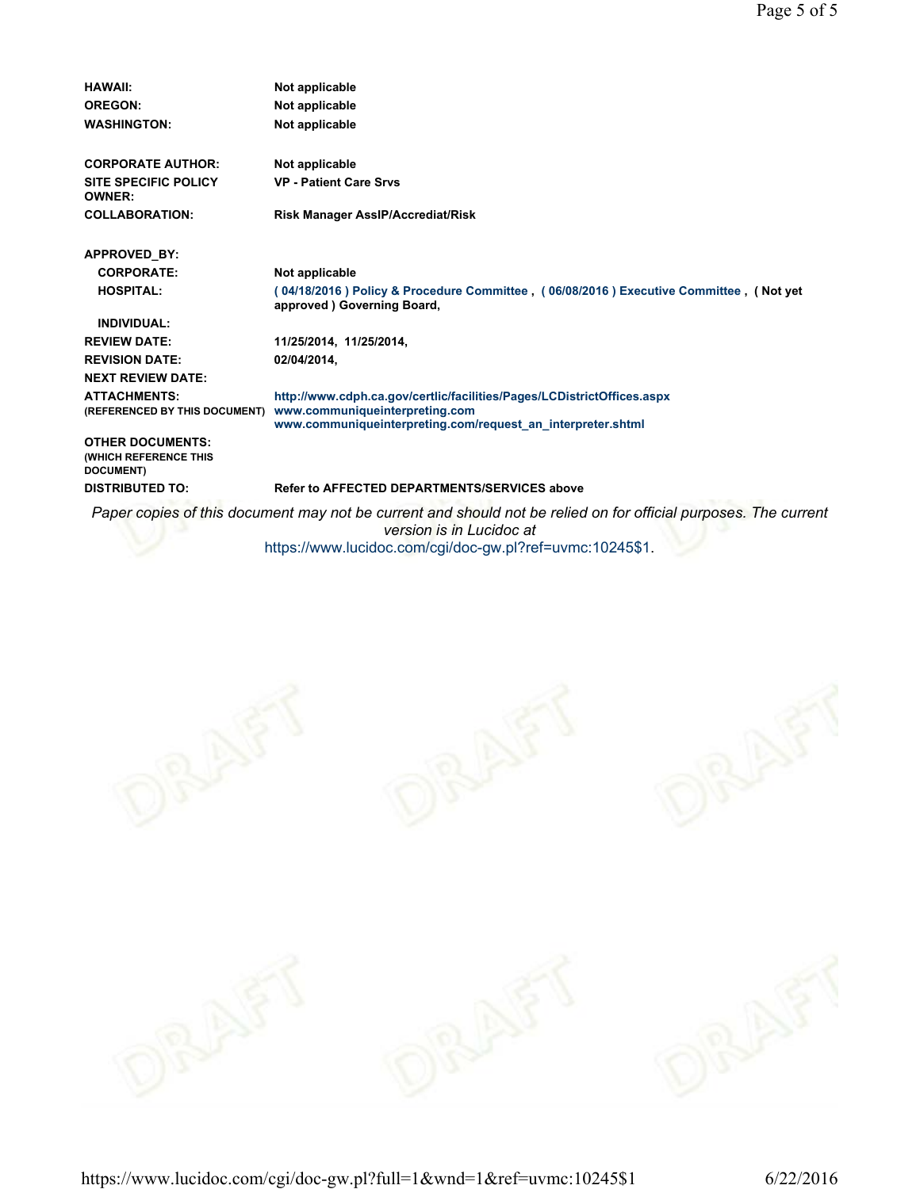| | |
|---|---|
| **HAWAII:** | **Not applicable** |
| **OREGON:** | **Not applicable** |
| **WASHINGTON:** | **Not applicable** |

| | |
|---|---|
| **CORPORATE AUTHOR:** | **Not applicable** |
| **SITE SPECIFIC POLICY OWNER:** | **VP - Patient Care Srvs** |
| **COLLABORATION:** | **Risk Manager AssIP/Accrediat/Risk** |

| | |
|---|---|
| **APPROVED_BY:** | |
| **CORPORATE:** | **Not applicable** |
| **HOSPITAL:** | **( 04/18/2016 ) Policy & Procedure Committee , ( 06/08/2016 ) Executive Committee , ( Not yet approved ) Governing Board,** |
| **INDIVIDUAL:** | |
| **REVIEW DATE:** | **11/25/2014, 11/25/2014,** |
| **REVISION DATE:** | **02/04/2014,** |
| **NEXT REVIEW DATE:** | |
| **ATTACHMENTS:** (REFERENCED BY THIS DOCUMENT) | **http://www.cdph.ca.gov/certlic/facilities/Pages/LCDistrictOffices.aspx** **www.communiqueinterpreting.com** **www.communiqueinterpreting.com/request_an_interpreter.shtml** |
| **OTHER DOCUMENTS:** (WHICH REFERENCE THIS DOCUMENT) | |
| **DISTRIBUTED TO:** | **Refer to AFFECTED DEPARTMENTS/SERVICES above** |

*Paper copies of this document may not be current and should not be relied on for official purposes. The current version is in Lucidoc at* https://www.lucidoc.com/cgi/doc-gw.pl?ref=uvmc:10245$1.